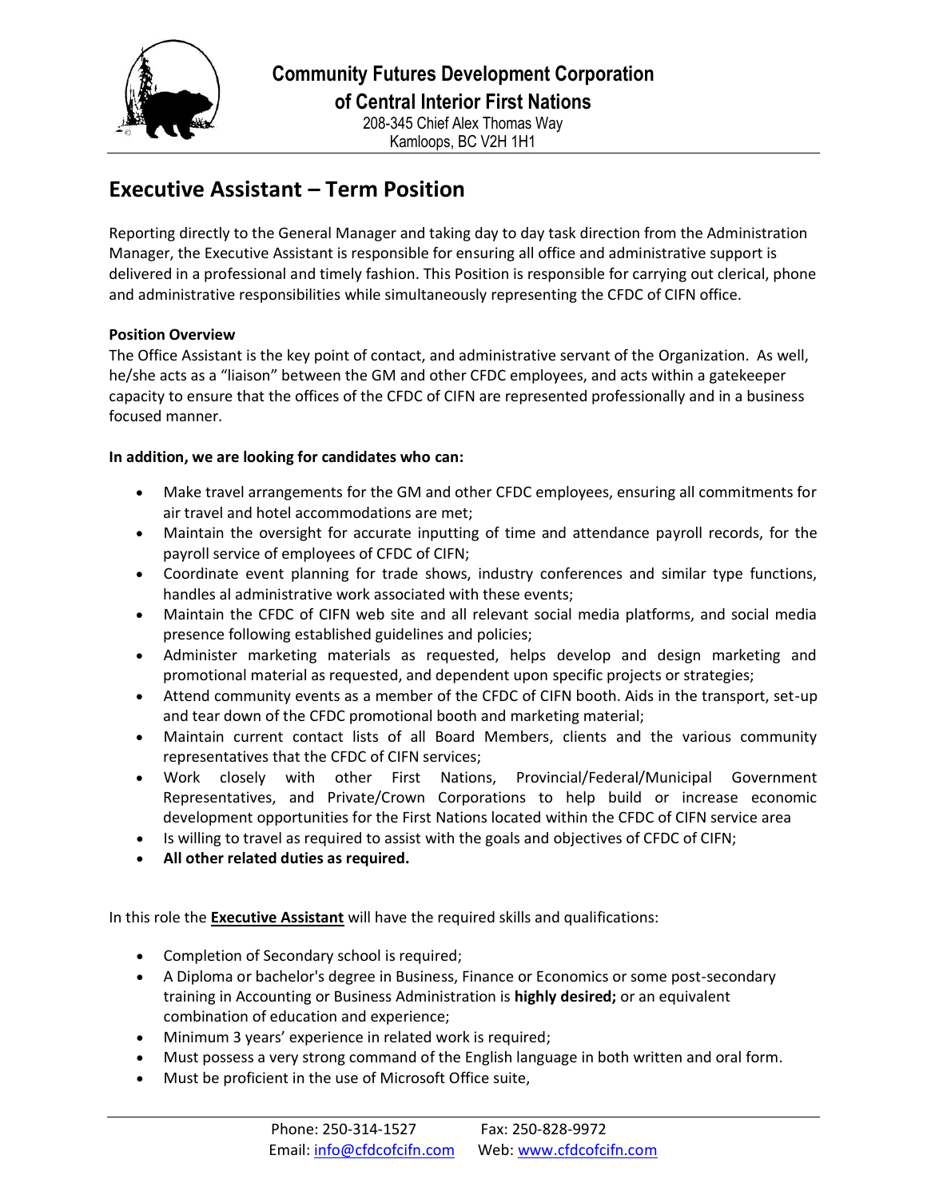**Community Futures Development Corporation of Central Interior First Nations**

208-345 Chief Alex Thomas Way
Kamloops, BC V2H 1H1

# Executive Assistant – Term Position

Reporting directly to the General Manager and taking day to day task direction from the Administration Manager, the Executive Assistant is responsible for ensuring all office and administrative support is delivered in a professional and timely fashion. This Position is responsible for carrying out clerical, phone and administrative responsibilities while simultaneously representing the CFDC of CIFN office.

**Position Overview**

The Office Assistant is the key point of contact, and administrative servant of the Organization. As well, he/she acts as a "liaison" between the GM and other CFDC employees, and acts within a gatekeeper capacity to ensure that the offices of the CFDC of CIFN are represented professionally and in a business focused manner.

**In addition, we are looking for candidates who can:**

- Make travel arrangements for the GM and other CFDC employees, ensuring all commitments for air travel and hotel accommodations are met;
- Maintain the oversight for accurate inputting of time and attendance payroll records, for the payroll service of employees of CFDC of CIFN;
- Coordinate event planning for trade shows, industry conferences and similar type functions, handles al administrative work associated with these events;
- Maintain the CFDC of CIFN web site and all relevant social media platforms, and social media presence following established guidelines and policies;
- Administer marketing materials as requested, helps develop and design marketing and promotional material as requested, and dependent upon specific projects or strategies;
- Attend community events as a member of the CFDC of CIFN booth. Aids in the transport, set-up and tear down of the CFDC promotional booth and marketing material;
- Maintain current contact lists of all Board Members, clients and the various community representatives that the CFDC of CIFN services;
- Work closely with other First Nations, Provincial/Federal/Municipal Government Representatives, and Private/Crown Corporations to help build or increase economic development opportunities for the First Nations located within the CFDC of CIFN service area
- Is willing to travel as required to assist with the goals and objectives of CFDC of CIFN;
- **All other related duties as required.**

In this role the **Executive Assistant** will have the required skills and qualifications:

- Completion of Secondary school is required;
- A Diploma or bachelor's degree in Business, Finance or Economics or some post-secondary training in Accounting or Business Administration is **highly desired;** or an equivalent combination of education and experience;
- Minimum 3 years' experience in related work is required;
- Must possess a very strong command of the English language in both written and oral form.
- Must be proficient in the use of Microsoft Office suite,

Phone: 250-314-1527 Fax: 250-828-9972
Email: info@cfdcofcifn.com Web: www.cfdcofcifn.com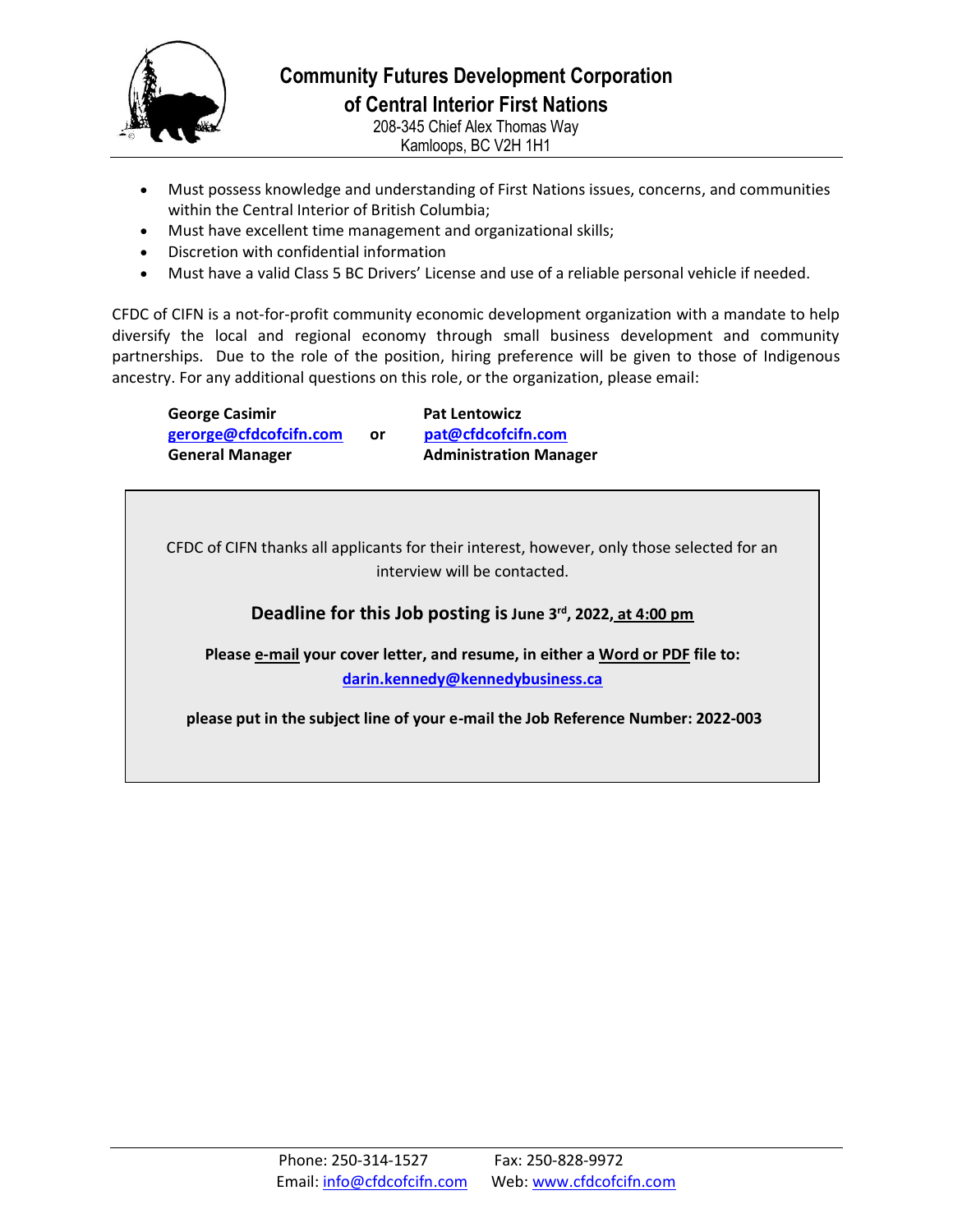- Must possess knowledge and understanding of First Nations issues, concerns, and communities within the Central Interior of British Columbia;
- Must have excellent time management and organizational skills;
- Discretion with confidential information
- Must have a valid Class 5 BC Drivers' License and use of a reliable personal vehicle if needed.

CFDC of CIFN is a not-for-profit community economic development organization with a mandate to help diversify the local and regional economy through small business development and community partnerships. Due to the role of the position, hiring preference will be given to those of Indigenous ancestry. For any additional questions on this role, or the organization, please email:

| | | |
|---|---|---|
| **George Casimir** | | **Pat Lentowicz** |
| **gerorge@cfdcofcifn.com** | **or** | **pat@cfdcofcifn.com** |
| **General Manager** | | **Administration Manager** |

CFDC of CIFN thanks all applicants for their interest, however, only those selected for an interview will be contacted.

**Deadline for this Job posting is June 3rd, 2022, at 4:00 pm**

**Please e-mail your cover letter, and resume, in either a Word or PDF file to:**
**darin.kennedy@kennedybusiness.ca**

**please put in the subject line of your e-mail the Job Reference Number: 2022-003**